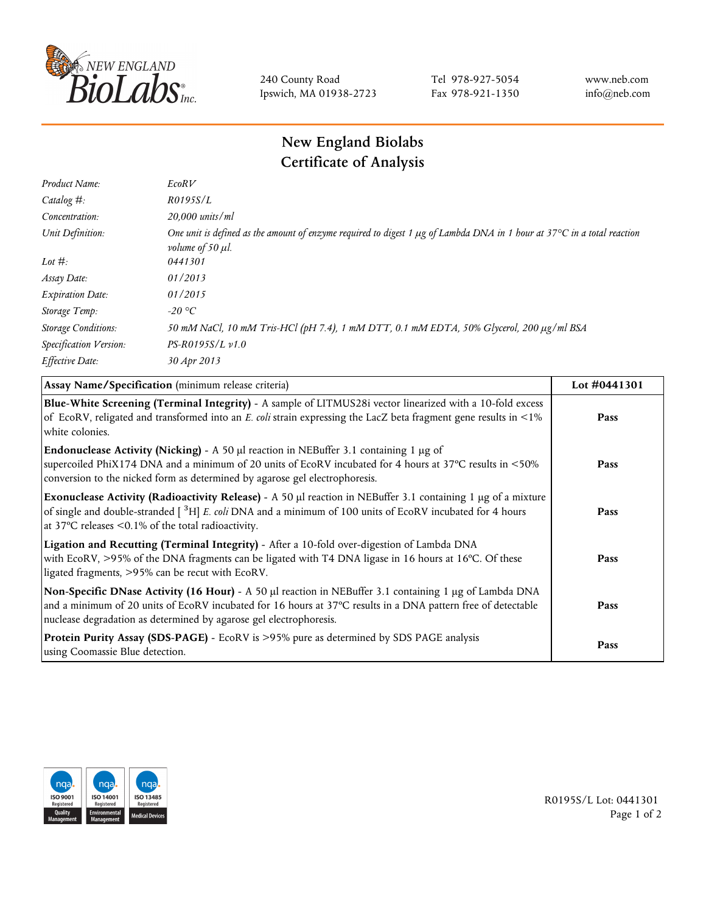240 County Road
Ipswich, MA 01938-2723

Tel 978-927-5054
Fax 978-921-1350

www.neb.com
info@neb.com

# New England Biolabs
# Certificate of Analysis

| | |
|---|---|
| *Product Name:* | *EcoRV* |
| *Catalog #:* | *R0195S/L* |
| *Concentration:* | *20,000 units/ml* |
| *Unit Definition:* | *One unit is defined as the amount of enzyme required to digest 1 µg of Lambda DNA in 1 hour at 37°C in a total reaction volume of 50 µl.* |
| *Lot #:* | *0441301* |
| *Assay Date:* | *01/2013* |
| *Expiration Date:* | *01/2015* |
| *Storage Temp:* | *-20 °C* |
| *Storage Conditions:* | *50 mM NaCl, 10 mM Tris-HCl (pH 7.4), 1 mM DTT, 0.1 mM EDTA, 50% Glycerol, 200 µg/ml BSA* |
| *Specification Version:* | *PS-R0195S/L v1.0* |
| *Effective Date:* | *30 Apr 2013* |

| **Assay Name/Specification** (minimum release criteria) | **Lot #0441301** |
|---|---|
| **Blue-White Screening (Terminal Integrity)** - A sample of LITMUS28i vector linearized with a 10-fold excess of EcoRV, religated and transformed into an *E. coli* strain expressing the LacZ beta fragment gene results in <1% white colonies. | **Pass** |
| **Endonuclease Activity (Nicking)** - A 50 µl reaction in NEBuffer 3.1 containing 1 µg of supercoiled PhiX174 DNA and a minimum of 20 units of EcoRV incubated for 4 hours at 37°C results in <50% conversion to the nicked form as determined by agarose gel electrophoresis. | **Pass** |
| **Exonuclease Activity (Radioactivity Release)** - A 50 µl reaction in NEBuffer 3.1 containing 1 µg of a mixture of single and double-stranded [ $^{3}$H] *E. coli* DNA and a minimum of 100 units of EcoRV incubated for 4 hours at 37°C releases <0.1% of the total radioactivity. | **Pass** |
| **Ligation and Recutting (Terminal Integrity)** - After a 10-fold over-digestion of Lambda DNA with EcoRV, >95% of the DNA fragments can be ligated with T4 DNA ligase in 16 hours at 16°C. Of these ligated fragments, >95% can be recut with EcoRV. | **Pass** |
| **Non-Specific DNase Activity (16 Hour)** - A 50 µl reaction in NEBuffer 3.1 containing 1 µg of Lambda DNA and a minimum of 20 units of EcoRV incubated for 16 hours at 37°C results in a DNA pattern free of detectable nuclease degradation as determined by agarose gel electrophoresis. | **Pass** |
| **Protein Purity Assay (SDS-PAGE)** - EcoRV is >95% pure as determined by SDS PAGE analysis using Coomassie Blue detection. | **Pass** |

R0195S/L Lot: 0441301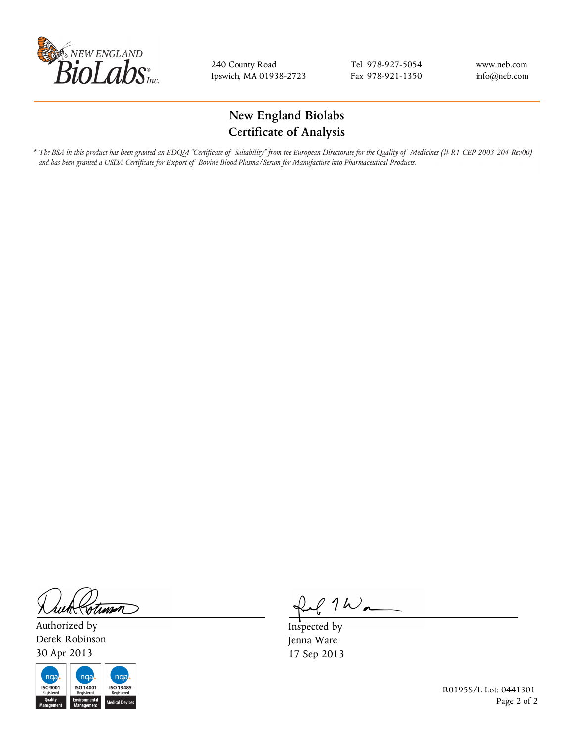NEW ENGLAND BioLabs® Inc.

240 County Road
Ipswich, MA 01938-2723

Tel 978-927-5054
Fax 978-921-1350

www.neb.com
info@neb.com

# New England Biolabs
# Certificate of Analysis

* *The BSA in this product has been granted an EDQM "Certificate of Suitability" from the European Directorate for the Quality of Medicines (# R1-CEP-2003-204-Rev00) and has been granted a USDA Certificate for Export of Bovine Blood Plasma/Serum for Manufacture into Pharmaceutical Products.*

Authorized by
Derek Robinson
30 Apr 2013

Inspected by
Jenna Ware
17 Sep 2013

nqa ISO 9001 Registered Quality Management
nqa ISO 14001 Registered Environmental Management
nqa ISO 13485 Registered Medical Devices

R0195S/L Lot: 0441301